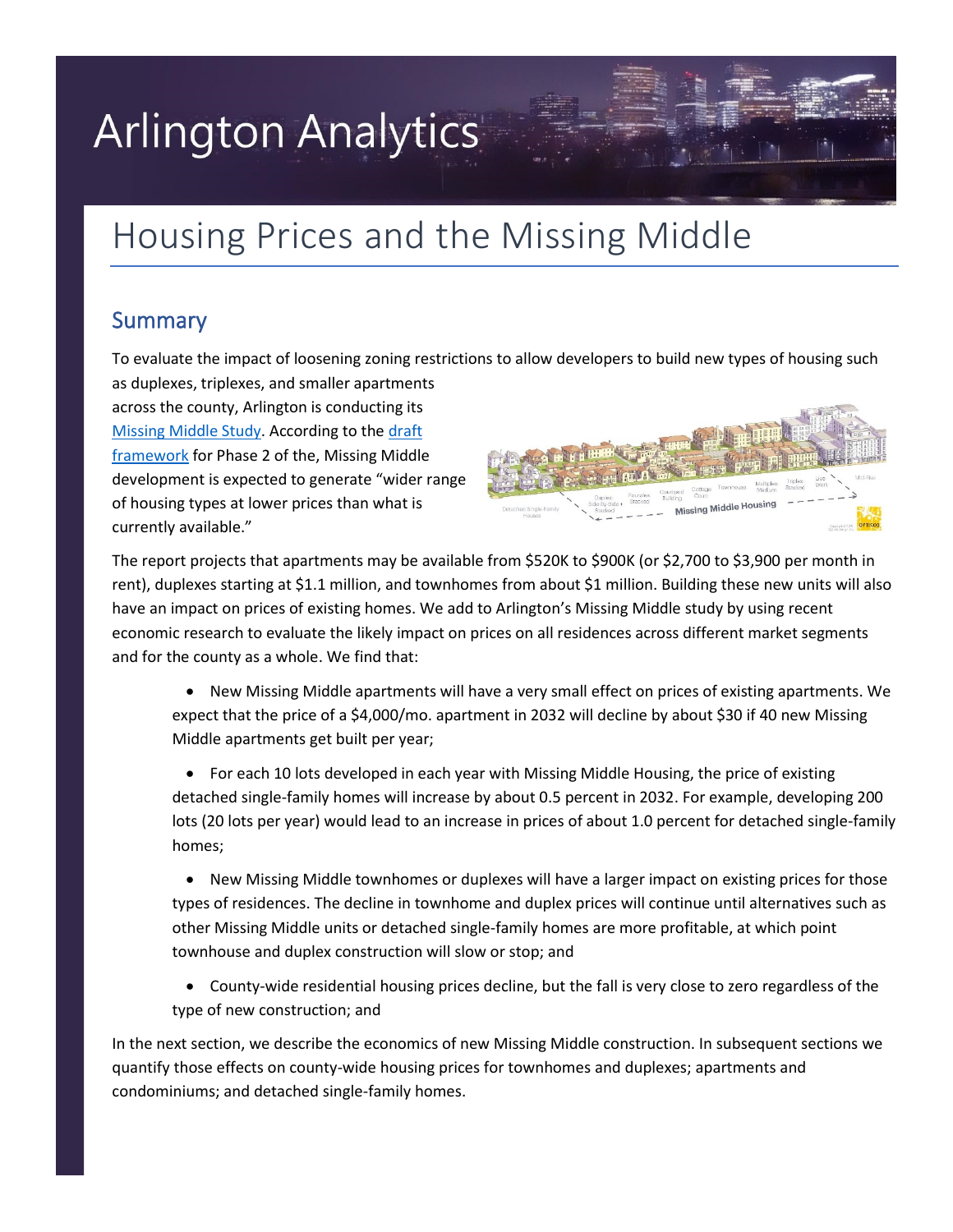# Arlington Analytics

## Housing Prices and the Missing Middle

### Summary

To evaluate the impact of loosening zoning restrictions to allow developers to build new types of housing such as duplexes, triplexes, and smaller apartments across the county, Arlington is conducting its Missing Middle Study. According to the draft framework for Phase 2 of the, Missing Middle development is expected to generate "wider range of housing types at lower prices than what is currently available."

The report projects that apartments may be available from $520K to $900K (or $2,700 to $3,900 per month in rent), duplexes starting at $1.1 million, and townhomes from about $1 million. Building these new units will also have an impact on prices of existing homes. We add to Arlington's Missing Middle study by using recent economic research to evaluate the likely impact on prices on all residences across different market segments and for the county as a whole. We find that:

- New Missing Middle apartments will have a very small effect on prices of existing apartments. We expect that the price of a $4,000/mo. apartment in 2032 will decline by about $30 if 40 new Missing Middle apartments get built per year;
- For each 10 lots developed in each year with Missing Middle Housing, the price of existing detached single-family homes will increase by about 0.5 percent in 2032. For example, developing 200 lots (20 lots per year) would lead to an increase in prices of about 1.0 percent for detached single-family homes;
- New Missing Middle townhomes or duplexes will have a larger impact on existing prices for those types of residences. The decline in townhome and duplex prices will continue until alternatives such as other Missing Middle units or detached single-family homes are more profitable, at which point townhouse and duplex construction will slow or stop; and
- County-wide residential housing prices decline, but the fall is very close to zero regardless of the type of new construction; and

In the next section, we describe the economics of new Missing Middle construction. In subsequent sections we quantify those effects on county-wide housing prices for townhomes and duplexes; apartments and condominiums; and detached single-family homes.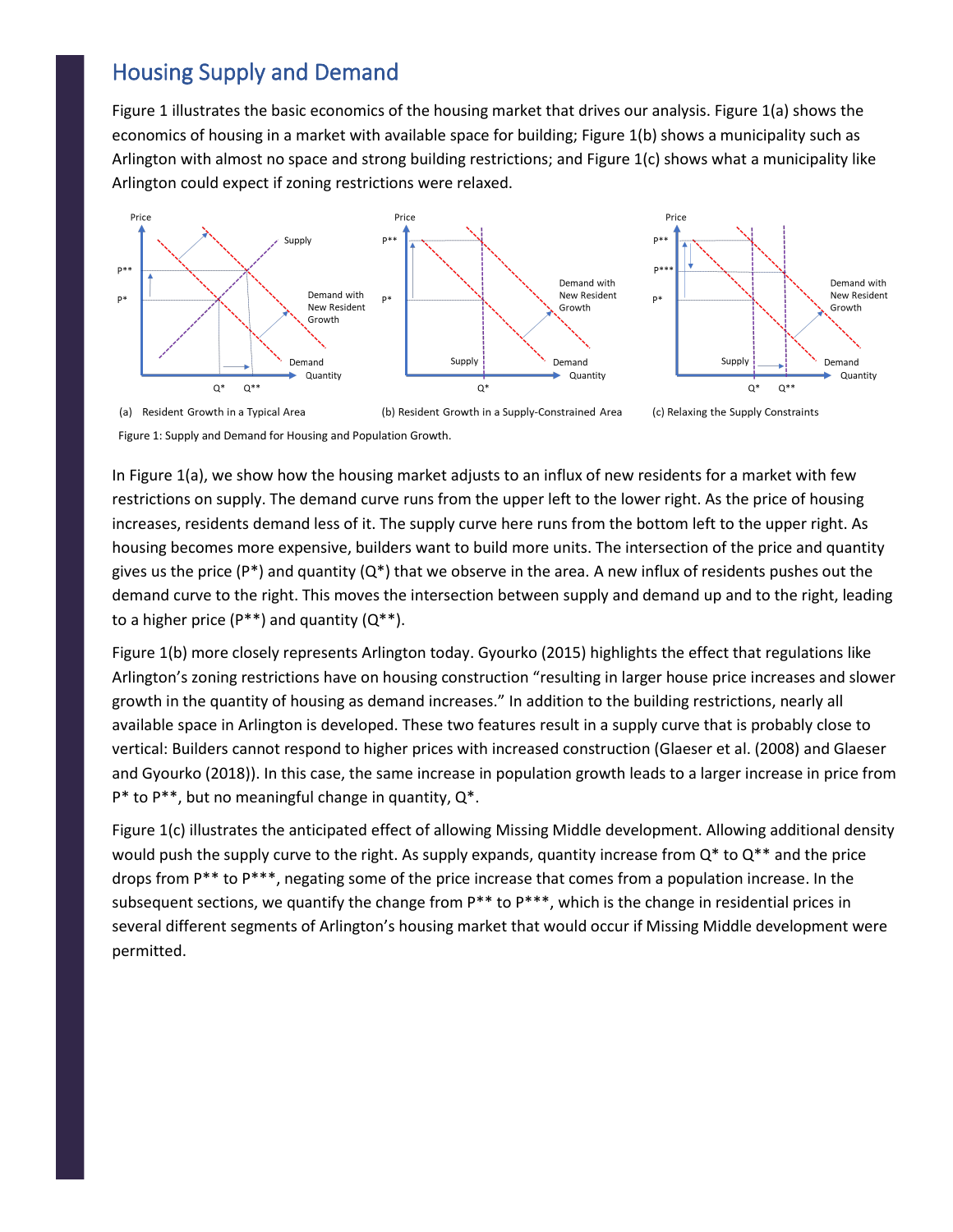## Housing Supply and Demand

Figure 1 illustrates the basic economics of the housing market that drives our analysis. Figure 1(a) shows the economics of housing in a market with available space for building; Figure 1(b) shows a municipality such as Arlington with almost no space and strong building restrictions; and Figure 1(c) shows what a municipality like Arlington could expect if zoning restrictions were relaxed.

(a) Resident Growth in a Typical Area (b) Resident Growth in a Supply-Constrained Area (c) Relaxing the Supply Constraints

Figure 1: Supply and Demand for Housing and Population Growth.

In Figure 1(a), we show how the housing market adjusts to an influx of new residents for a market with few restrictions on supply. The demand curve runs from the upper left to the lower right. As the price of housing increases, residents demand less of it. The supply curve here runs from the bottom left to the upper right. As housing becomes more expensive, builders want to build more units. The intersection of the price and quantity gives us the price (P*) and quantity (Q*) that we observe in the area. A new influx of residents pushes out the demand curve to the right. This moves the intersection between supply and demand up and to the right, leading to a higher price (P**) and quantity (Q**).

Figure 1(b) more closely represents Arlington today. Gyourko (2015) highlights the effect that regulations like Arlington's zoning restrictions have on housing construction "resulting in larger house price increases and slower growth in the quantity of housing as demand increases." In addition to the building restrictions, nearly all available space in Arlington is developed. These two features result in a supply curve that is probably close to vertical: Builders cannot respond to higher prices with increased construction (Glaeser et al. (2008) and Glaeser and Gyourko (2018)). In this case, the same increase in population growth leads to a larger increase in price from P* to P**, but no meaningful change in quantity, Q*.

Figure 1(c) illustrates the anticipated effect of allowing Missing Middle development. Allowing additional density would push the supply curve to the right. As supply expands, quantity increase from Q* to Q** and the price drops from P** to P***, negating some of the price increase that comes from a population increase. In the subsequent sections, we quantify the change from P** to P***, which is the change in residential prices in several different segments of Arlington's housing market that would occur if Missing Middle development were permitted.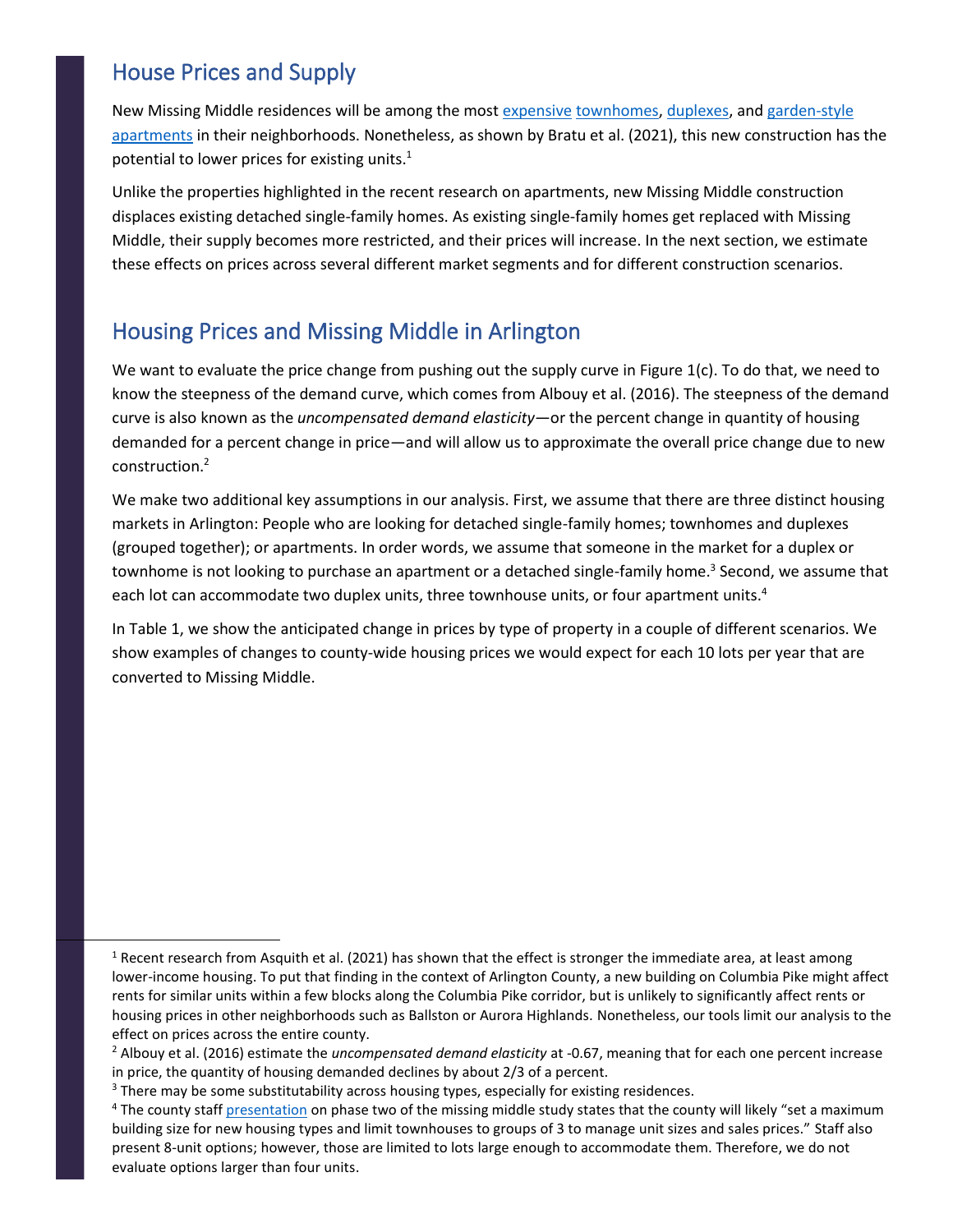## House Prices and Supply

New Missing Middle residences will be among the most expensive townhomes, duplexes, and garden-style apartments in their neighborhoods. Nonetheless, as shown by Bratu et al. (2021), this new construction has the potential to lower prices for existing units.[1]

Unlike the properties highlighted in the recent research on apartments, new Missing Middle construction displaces existing detached single-family homes. As existing single-family homes get replaced with Missing Middle, their supply becomes more restricted, and their prices will increase. In the next section, we estimate these effects on prices across several different market segments and for different construction scenarios.

## Housing Prices and Missing Middle in Arlington

We want to evaluate the price change from pushing out the supply curve in Figure 1(c). To do that, we need to know the steepness of the demand curve, which comes from Albouy et al. (2016). The steepness of the demand curve is also known as the *uncompensated demand elasticity*—or the percent change in quantity of housing demanded for a percent change in price—and will allow us to approximate the overall price change due to new construction.[2]

We make two additional key assumptions in our analysis. First, we assume that there are three distinct housing markets in Arlington: People who are looking for detached single-family homes; townhomes and duplexes (grouped together); or apartments. In order words, we assume that someone in the market for a duplex or townhome is not looking to purchase an apartment or a detached single-family home.[3] Second, we assume that each lot can accommodate two duplex units, three townhouse units, or four apartment units.[4]

In Table 1, we show the anticipated change in prices by type of property in a couple of different scenarios. We show examples of changes to county-wide housing prices we would expect for each 10 lots per year that are converted to Missing Middle.

---

[1] Recent research from Asquith et al. (2021) has shown that the effect is stronger the immediate area, at least among lower-income housing. To put that finding in the context of Arlington County, a new building on Columbia Pike might affect rents for similar units within a few blocks along the Columbia Pike corridor, but is unlikely to significantly affect rents or housing prices in other neighborhoods such as Ballston or Aurora Highlands. Nonetheless, our tools limit our analysis to the effect on prices across the entire county.

[2] Albouy et al. (2016) estimate the *uncompensated demand elasticity* at -0.67, meaning that for each one percent increase in price, the quantity of housing demanded declines by about 2/3 of a percent.

[3] There may be some substitutability across housing types, especially for existing residences.

[4] The county staff presentation on phase two of the missing middle study states that the county will likely "set a maximum building size for new housing types and limit townhouses to groups of 3 to manage unit sizes and sales prices." Staff also present 8-unit options; however, those are limited to lots large enough to accommodate them. Therefore, we do not evaluate options larger than four units.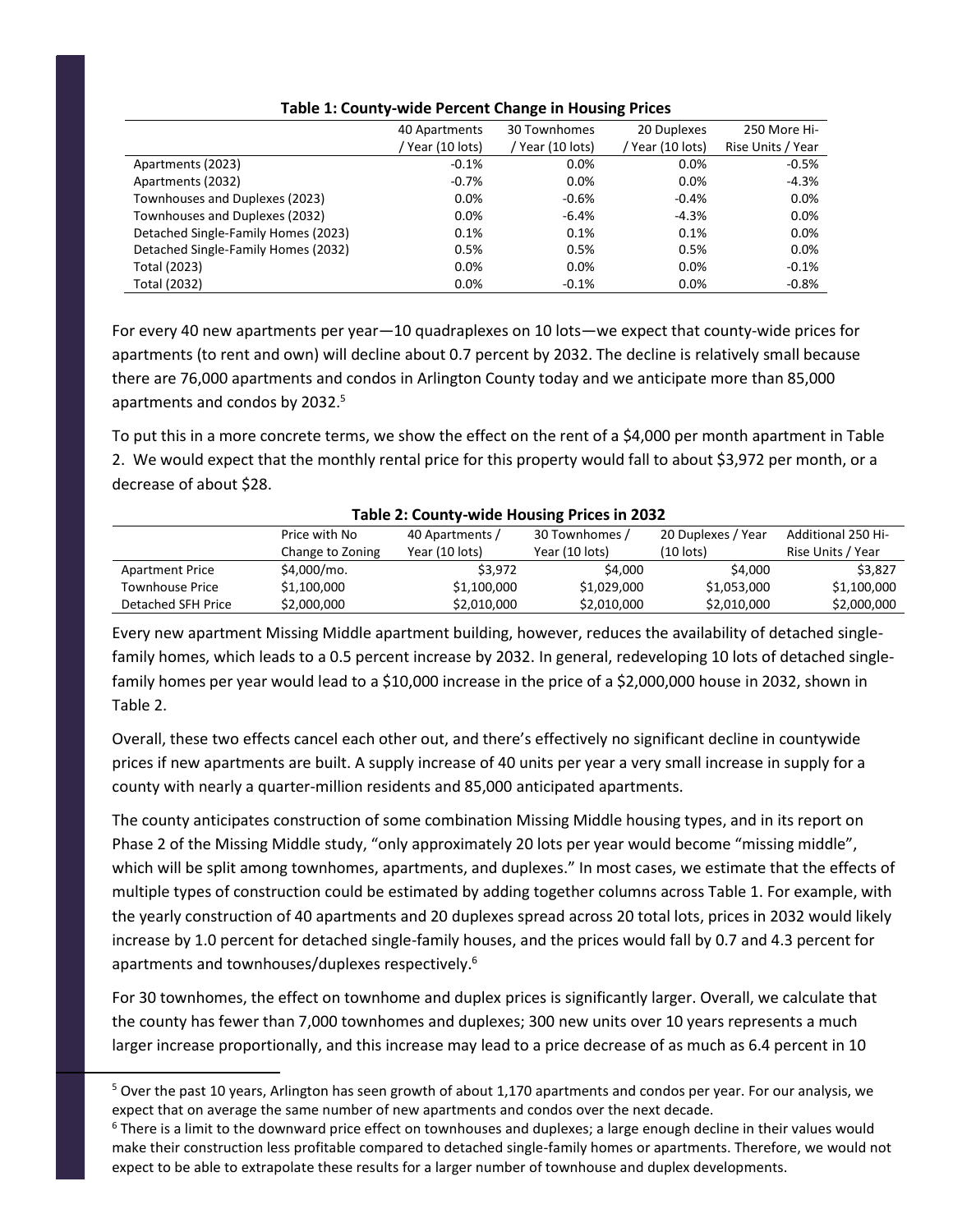**Table 1: County-wide Percent Change in Housing Prices**

| | 40 Apartments / Year (10 lots) | 30 Townhomes / Year (10 lots) | 20 Duplexes / Year (10 lots) | 250 More Hi-Rise Units / Year |
|---|---|---|---|---|
| Apartments (2023) | -0.1% | 0.0% | 0.0% | -0.5% |
| Apartments (2032) | -0.7% | 0.0% | 0.0% | -4.3% |
| Townhouses and Duplexes (2023) | 0.0% | -0.6% | -0.4% | 0.0% |
| Townhouses and Duplexes (2032) | 0.0% | -6.4% | -4.3% | 0.0% |
| Detached Single-Family Homes (2023) | 0.1% | 0.1% | 0.1% | 0.0% |
| Detached Single-Family Homes (2032) | 0.5% | 0.5% | 0.5% | 0.0% |
| Total (2023) | 0.0% | 0.0% | 0.0% | -0.1% |
| Total (2032) | 0.0% | -0.1% | 0.0% | -0.8% |

For every 40 new apartments per year—10 quadraplexes on 10 lots—we expect that county-wide prices for apartments (to rent and own) will decline about 0.7 percent by 2032. The decline is relatively small because there are 76,000 apartments and condos in Arlington County today and we anticipate more than 85,000 apartments and condos by 2032.[5]

To put this in a more concrete terms, we show the effect on the rent of a $4,000 per month apartment in Table 2. We would expect that the monthly rental price for this property would fall to about $3,972 per month, or a decrease of about $28.

**Table 2: County-wide Housing Prices in 2032**

| | Price with No Change to Zoning | 40 Apartments / Year (10 lots) | 30 Townhomes / Year (10 lots) | 20 Duplexes / Year (10 lots) | Additional 250 Hi-Rise Units / Year |
|---|---|---|---|---|---|
| Apartment Price | $4,000/mo. | $3,972 | $4,000 | $4,000 | $3,827 |
| Townhouse Price | $1,100,000 | $1,100,000 | $1,029,000 | $1,053,000 | $1,100,000 |
| Detached SFH Price | $2,000,000 | $2,010,000 | $2,010,000 | $2,010,000 | $2,000,000 |

Every new apartment Missing Middle apartment building, however, reduces the availability of detached single-family homes, which leads to a 0.5 percent increase by 2032. In general, redeveloping 10 lots of detached single-family homes per year would lead to a $10,000 increase in the price of a $2,000,000 house in 2032, shown in Table 2.

Overall, these two effects cancel each other out, and there's effectively no significant decline in countywide prices if new apartments are built. A supply increase of 40 units per year a very small increase in supply for a county with nearly a quarter-million residents and 85,000 anticipated apartments.

The county anticipates construction of some combination Missing Middle housing types, and in its report on Phase 2 of the Missing Middle study, "only approximately 20 lots per year would become "missing middle", which will be split among townhomes, apartments, and duplexes." In most cases, we estimate that the effects of multiple types of construction could be estimated by adding together columns across Table 1. For example, with the yearly construction of 40 apartments and 20 duplexes spread across 20 total lots, prices in 2032 would likely increase by 1.0 percent for detached single-family houses, and the prices would fall by 0.7 and 4.3 percent for apartments and townhouses/duplexes respectively.[6]

For 30 townhomes, the effect on townhome and duplex prices is significantly larger. Overall, we calculate that the county has fewer than 7,000 townhomes and duplexes; 300 new units over 10 years represents a much larger increase proportionally, and this increase may lead to a price decrease of as much as 6.4 percent in 10

[5] Over the past 10 years, Arlington has seen growth of about 1,170 apartments and condos per year. For our analysis, we expect that on average the same number of new apartments and condos over the next decade.

[6] There is a limit to the downward price effect on townhouses and duplexes; a large enough decline in their values would make their construction less profitable compared to detached single-family homes or apartments. Therefore, we would not expect to be able to extrapolate these results for a larger number of townhouse and duplex developments.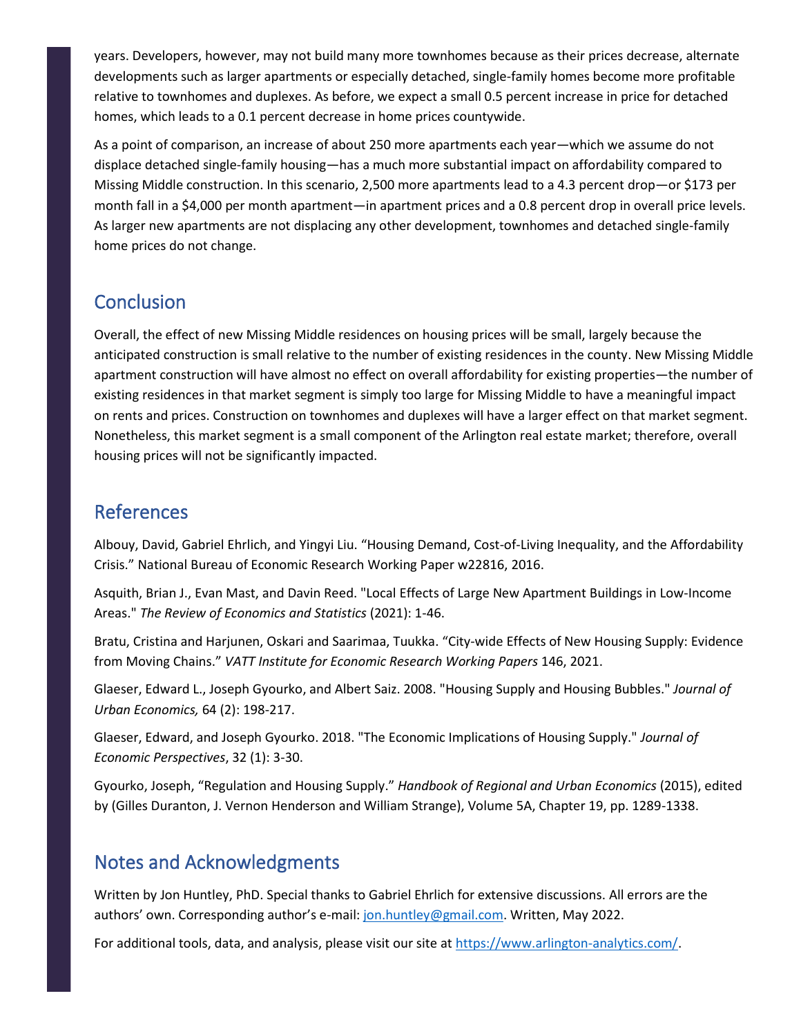years. Developers, however, may not build many more townhomes because as their prices decrease, alternate developments such as larger apartments or especially detached, single-family homes become more profitable relative to townhomes and duplexes. As before, we expect a small 0.5 percent increase in price for detached homes, which leads to a 0.1 percent decrease in home prices countywide.

As a point of comparison, an increase of about 250 more apartments each year—which we assume do not displace detached single-family housing—has a much more substantial impact on affordability compared to Missing Middle construction. In this scenario, 2,500 more apartments lead to a 4.3 percent drop—or $173 per month fall in a $4,000 per month apartment—in apartment prices and a 0.8 percent drop in overall price levels. As larger new apartments are not displacing any other development, townhomes and detached single-family home prices do not change.

## Conclusion

Overall, the effect of new Missing Middle residences on housing prices will be small, largely because the anticipated construction is small relative to the number of existing residences in the county. New Missing Middle apartment construction will have almost no effect on overall affordability for existing properties—the number of existing residences in that market segment is simply too large for Missing Middle to have a meaningful impact on rents and prices. Construction on townhomes and duplexes will have a larger effect on that market segment. Nonetheless, this market segment is a small component of the Arlington real estate market; therefore, overall housing prices will not be significantly impacted.

## References

Albouy, David, Gabriel Ehrlich, and Yingyi Liu. "Housing Demand, Cost-of-Living Inequality, and the Affordability Crisis." National Bureau of Economic Research Working Paper w22816, 2016.

Asquith, Brian J., Evan Mast, and Davin Reed. "Local Effects of Large New Apartment Buildings in Low-Income Areas." *The Review of Economics and Statistics* (2021): 1-46.

Bratu, Cristina and Harjunen, Oskari and Saarimaa, Tuukka. "City-wide Effects of New Housing Supply: Evidence from Moving Chains." *VATT Institute for Economic Research Working Papers* 146, 2021.

Glaeser, Edward L., Joseph Gyourko, and Albert Saiz. 2008. "Housing Supply and Housing Bubbles." *Journal of Urban Economics,* 64 (2): 198-217.

Glaeser, Edward, and Joseph Gyourko. 2018. "The Economic Implications of Housing Supply." *Journal of Economic Perspectives*, 32 (1): 3-30.

Gyourko, Joseph, "Regulation and Housing Supply." *Handbook of Regional and Urban Economics* (2015), edited by (Gilles Duranton, J. Vernon Henderson and William Strange), Volume 5A, Chapter 19, pp. 1289-1338.

## Notes and Acknowledgments

Written by Jon Huntley, PhD. Special thanks to Gabriel Ehrlich for extensive discussions. All errors are the authors' own. Corresponding author's e-mail: [jon.huntley@gmail.com](mailto:jon.huntley@gmail.com). Written, May 2022.

For additional tools, data, and analysis, please visit our site at [https://www.arlington-analytics.com/](https://www.arlington-analytics.com/).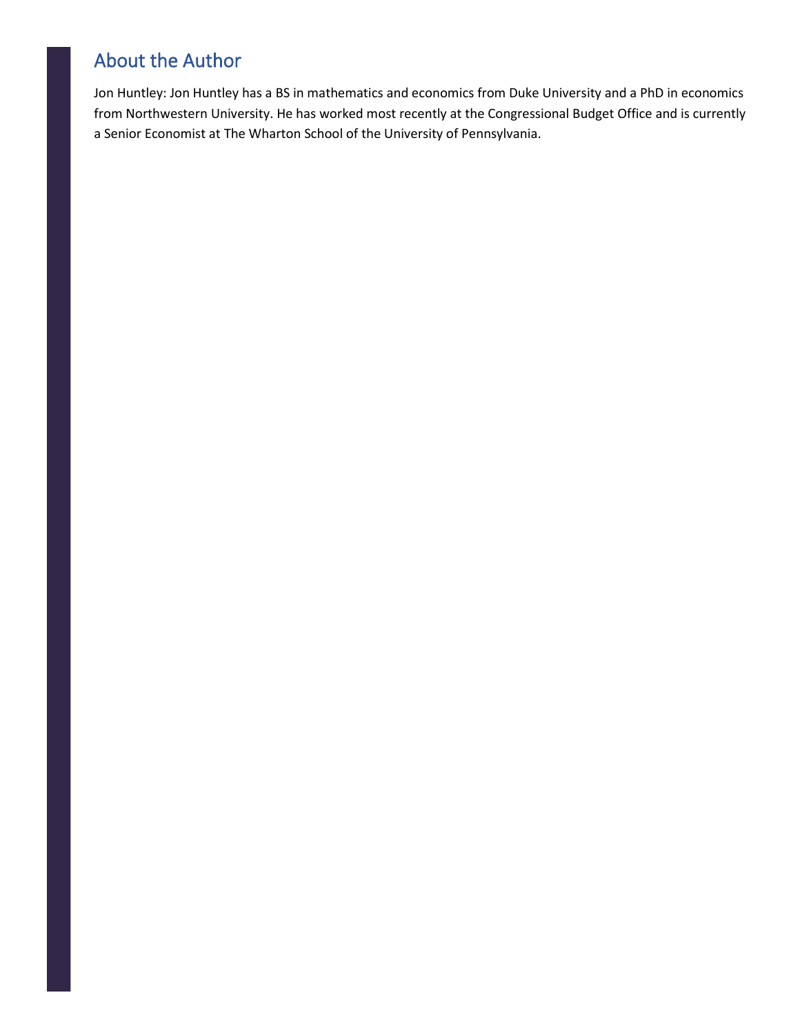## About the Author

Jon Huntley: Jon Huntley has a BS in mathematics and economics from Duke University and a PhD in economics from Northwestern University. He has worked most recently at the Congressional Budget Office and is currently a Senior Economist at The Wharton School of the University of Pennsylvania.